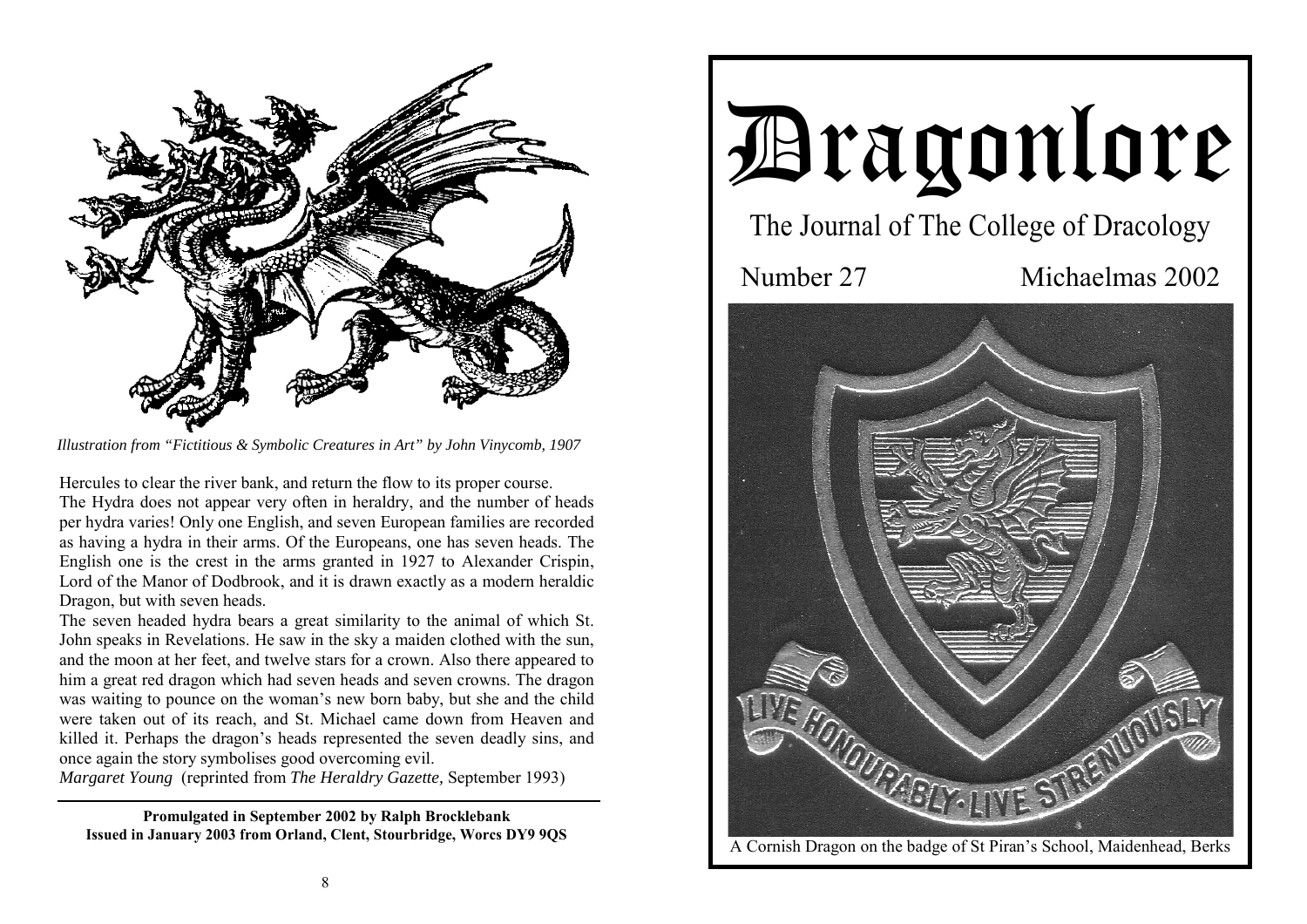*Illustration from "Fictitious & Symbolic Creatures in Art" by John Vinycomb, 1907*

Hercules to clear the river bank, and return the flow to its proper course.

The Hydra does not appear very often in heraldry, and the number of heads per hydra varies! Only one English, and seven European families are recorded as having a hydra in their arms. Of the Europeans, one has seven heads. The English one is the crest in the arms granted in 1927 to Alexander Crispin, Lord of the Manor of Dodbrook, and it is drawn exactly as a modern heraldic Dragon, but with seven heads.

The seven headed hydra bears a great similarity to the animal of which St. John speaks in Revelations. He saw in the sky a maiden clothed with the sun, and the moon at her feet, and twelve stars for a crown. Also there appeared to him a great red dragon which had seven heads and seven crowns. The dragon was waiting to pounce on the woman's new born baby, but she and the child were taken out of its reach, and St. Michael came down from Heaven and killed it. Perhaps the dragon's heads represented the seven deadly sins, and once again the story symbolises good overcoming evil.

*Margaret Young* (reprinted from *The Heraldry Gazette,* September 1993)

---

**Promulgated in September 2002 by Ralph Brocklebank**
**Issued in January 2003 from Orland, Clent, Stourbridge, Worcs DY9 9QS**

# Dragonlore

## The Journal of The College of Dracology

Number 27 Michaelmas 2002

LIVE HONOURABLY · LIVE STRENUOUSLY

A Cornish Dragon on the badge of St Piran's School, Maidenhead, Berks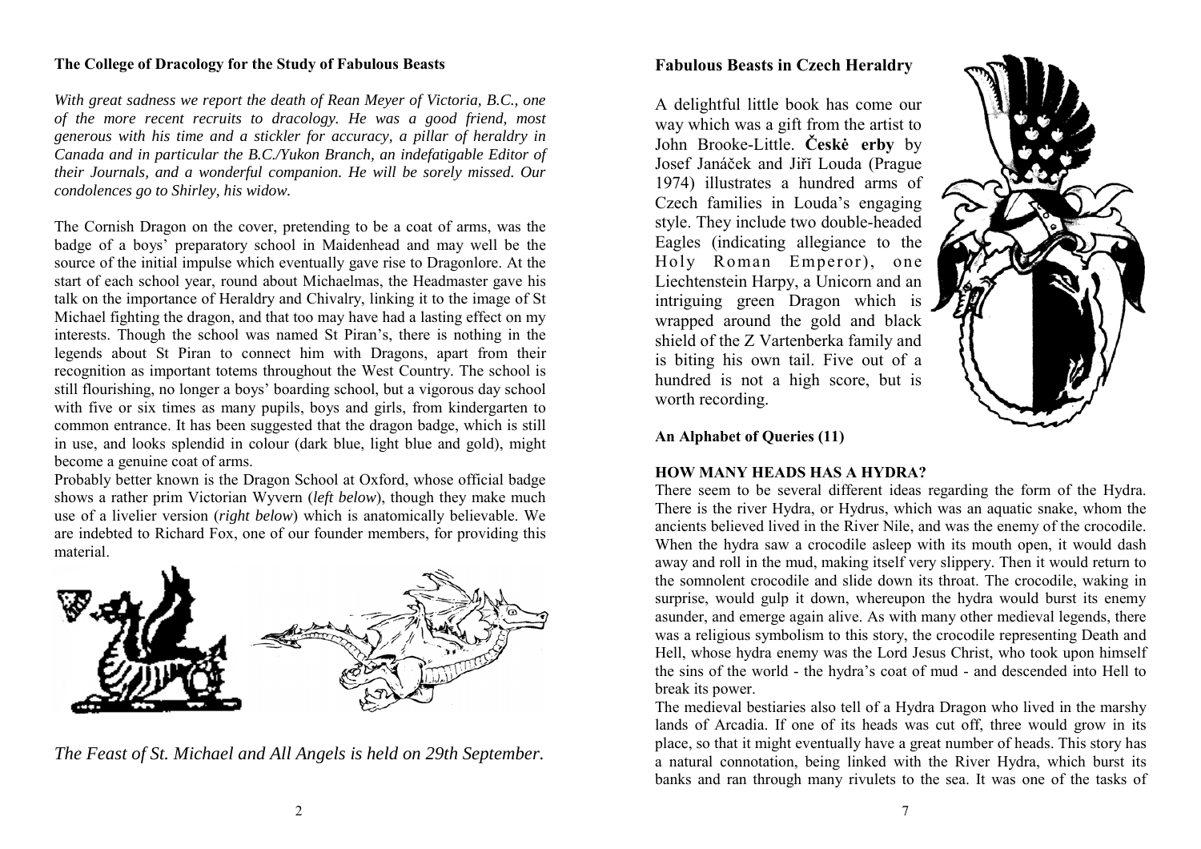### The College of Dracology for the Study of Fabulous Beasts

*With great sadness we report the death of Rean Meyer of Victoria, B.C., one of the more recent recruits to dracology. He was a good friend, most generous with his time and a stickler for accuracy, a pillar of heraldry in Canada and in particular the B.C./Yukon Branch, an indefatigable Editor of their Journals, and a wonderful companion. He will be sorely missed. Our condolences go to Shirley, his widow.*

The Cornish Dragon on the cover, pretending to be a coat of arms, was the badge of a boys' preparatory school in Maidenhead and may well be the source of the initial impulse which eventually gave rise to Dragonlore. At the start of each school year, round about Michaelmas, the Headmaster gave his talk on the importance of Heraldry and Chivalry, linking it to the image of St Michael fighting the dragon, and that too may have had a lasting effect on my interests. Though the school was named St Piran's, there is nothing in the legends about St Piran to connect him with Dragons, apart from their recognition as important totems throughout the West Country. The school is still flourishing, no longer a boys' boarding school, but a vigorous day school with five or six times as many pupils, boys and girls, from kindergarten to common entrance. It has been suggested that the dragon badge, which is still in use, and looks splendid in colour (dark blue, light blue and gold), might become a genuine coat of arms.

Probably better known is the Dragon School at Oxford, whose official badge shows a rather prim Victorian Wyvern (*left below*), though they make much use of a livelier version (*right below*) which is anatomically believable. We are indebted to Richard Fox, one of our founder members, for providing this material.

*The Feast of St. Michael and All Angels is held on 29th September.*

### Fabulous Beasts in Czech Heraldry

A delightful little book has come our way which was a gift from the artist to John Brooke-Little. **Českė erby** by Josef Janáček and Jiří Louda (Prague 1974) illustrates a hundred arms of Czech families in Louda's engaging style. They include two double-headed Eagles (indicating allegiance to the Holy Roman Emperor), one Liechtenstein Harpy, a Unicorn and an intriguing green Dragon which is wrapped around the gold and black shield of the Z Vartenberka family and is biting his own tail. Five out of a hundred is not a high score, but is worth recording.

### An Alphabet of Queries (11)

#### HOW MANY HEADS HAS A HYDRA?

There seem to be several different ideas regarding the form of the Hydra. There is the river Hydra, or Hydrus, which was an aquatic snake, whom the ancients believed lived in the River Nile, and was the enemy of the crocodile. When the hydra saw a crocodile asleep with its mouth open, it would dash away and roll in the mud, making itself very slippery. Then it would return to the somnolent crocodile and slide down its throat. The crocodile, waking in surprise, would gulp it down, whereupon the hydra would burst its enemy asunder, and emerge again alive. As with many other medieval legends, there was a religious symbolism to this story, the crocodile representing Death and Hell, whose hydra enemy was the Lord Jesus Christ, who took upon himself the sins of the world - the hydra's coat of mud - and descended into Hell to break its power.

The medieval bestiaries also tell of a Hydra Dragon who lived in the marshy lands of Arcadia. If one of its heads was cut off, three would grow in its place, so that it might eventually have a great number of heads. This story has a natural connotation, being linked with the River Hydra, which burst its banks and ran through many rivulets to the sea. It was one of the tasks of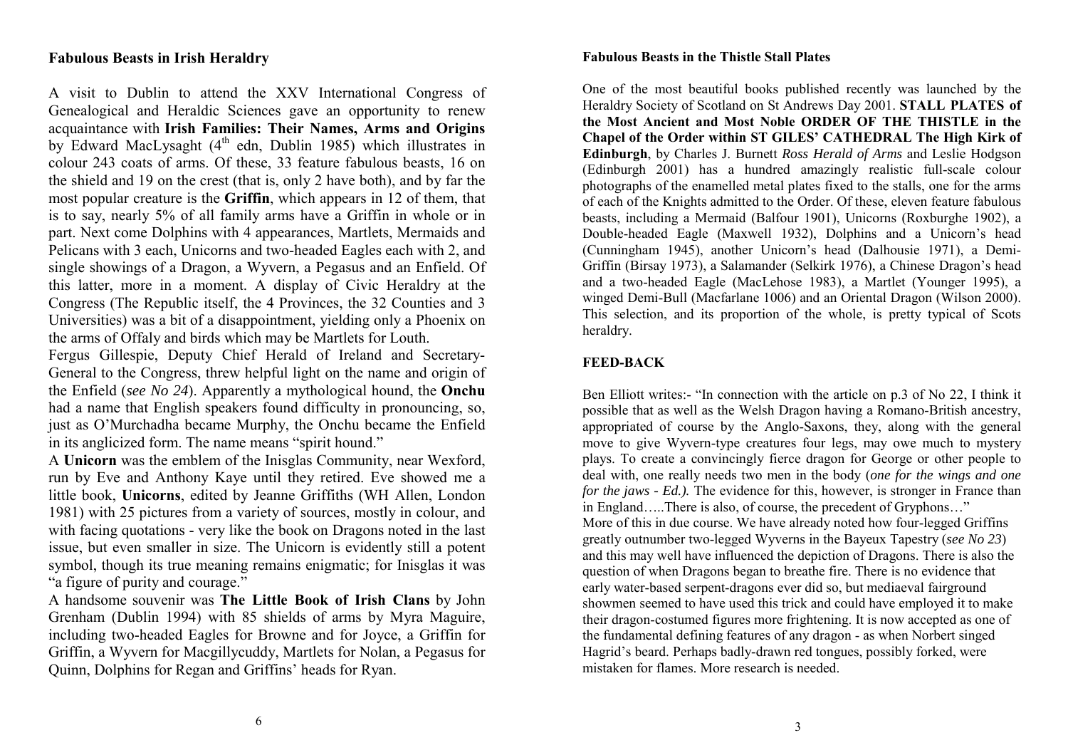## Fabulous Beasts in Irish Heraldry

A visit to Dublin to attend the XXV International Congress of Genealogical and Heraldic Sciences gave an opportunity to renew acquaintance with **Irish Families: Their Names, Arms and Origins** by Edward MacLysaght (4th edn, Dublin 1985) which illustrates in colour 243 coats of arms. Of these, 33 feature fabulous beasts, 16 on the shield and 19 on the crest (that is, only 2 have both), and by far the most popular creature is the **Griffin**, which appears in 12 of them, that is to say, nearly 5% of all family arms have a Griffin in whole or in part. Next come Dolphins with 4 appearances, Martlets, Mermaids and Pelicans with 3 each, Unicorns and two-headed Eagles each with 2, and single showings of a Dragon, a Wyvern, a Pegasus and an Enfield. Of this latter, more in a moment. A display of Civic Heraldry at the Congress (The Republic itself, the 4 Provinces, the 32 Counties and 3 Universities) was a bit of a disappointment, yielding only a Phoenix on the arms of Offaly and birds which may be Martlets for Louth.

Fergus Gillespie, Deputy Chief Herald of Ireland and Secretary-General to the Congress, threw helpful light on the name and origin of the Enfield (*see No 24*). Apparently a mythological hound, the **Onchu** had a name that English speakers found difficulty in pronouncing, so, just as O'Murchadha became Murphy, the Onchu became the Enfield in its anglicized form. The name means "spirit hound."

A **Unicorn** was the emblem of the Inisglas Community, near Wexford, run by Eve and Anthony Kaye until they retired. Eve showed me a little book, **Unicorns**, edited by Jeanne Griffiths (WH Allen, London 1981) with 25 pictures from a variety of sources, mostly in colour, and with facing quotations - very like the book on Dragons noted in the last issue, but even smaller in size. The Unicorn is evidently still a potent symbol, though its true meaning remains enigmatic; for Inisglas it was "a figure of purity and courage."

A handsome souvenir was **The Little Book of Irish Clans** by John Grenham (Dublin 1994) with 85 shields of arms by Myra Maguire, including two-headed Eagles for Browne and for Joyce, a Griffin for Griffin, a Wyvern for Macgillycuddy, Martlets for Nolan, a Pegasus for Quinn, Dolphins for Regan and Griffins' heads for Ryan.

## Fabulous Beasts in the Thistle Stall Plates

One of the most beautiful books published recently was launched by the Heraldry Society of Scotland on St Andrews Day 2001. **STALL PLATES of the Most Ancient and Most Noble ORDER OF THE THISTLE in the Chapel of the Order within ST GILES' CATHEDRAL The High Kirk of Edinburgh**, by Charles J. Burnett *Ross Herald of Arms* and Leslie Hodgson (Edinburgh 2001) has a hundred amazingly realistic full-scale colour photographs of the enamelled metal plates fixed to the stalls, one for the arms of each of the Knights admitted to the Order. Of these, eleven feature fabulous beasts, including a Mermaid (Balfour 1901), Unicorns (Roxburghe 1902), a Double-headed Eagle (Maxwell 1932), Dolphins and a Unicorn's head (Cunningham 1945), another Unicorn's head (Dalhousie 1971), a Demi-Griffin (Birsay 1973), a Salamander (Selkirk 1976), a Chinese Dragon's head and a two-headed Eagle (MacLehose 1983), a Martlet (Younger 1995), a winged Demi-Bull (Macfarlane 1006) and an Oriental Dragon (Wilson 2000). This selection, and its proportion of the whole, is pretty typical of Scots heraldry.

## FEED-BACK

Ben Elliott writes:- "In connection with the article on p.3 of No 22, I think it possible that as well as the Welsh Dragon having a Romano-British ancestry, appropriated of course by the Anglo-Saxons, they, along with the general move to give Wyvern-type creatures four legs, may owe much to mystery plays. To create a convincingly fierce dragon for George or other people to deal with, one really needs two men in the body (*one for the wings and one for the jaws - Ed.).* The evidence for this, however, is stronger in France than in England…..There is also, of course, the precedent of Gryphons…"

More of this in due course. We have already noted how four-legged Griffins greatly outnumber two-legged Wyverns in the Bayeux Tapestry (*see No 23*) and this may well have influenced the depiction of Dragons. There is also the question of when Dragons began to breathe fire. There is no evidence that early water-based serpent-dragons ever did so, but mediaeval fairground showmen seemed to have used this trick and could have employed it to make their dragon-costumed figures more frightening. It is now accepted as one of the fundamental defining features of any dragon - as when Norbert singed Hagrid's beard. Perhaps badly-drawn red tongues, possibly forked, were mistaken for flames. More research is needed.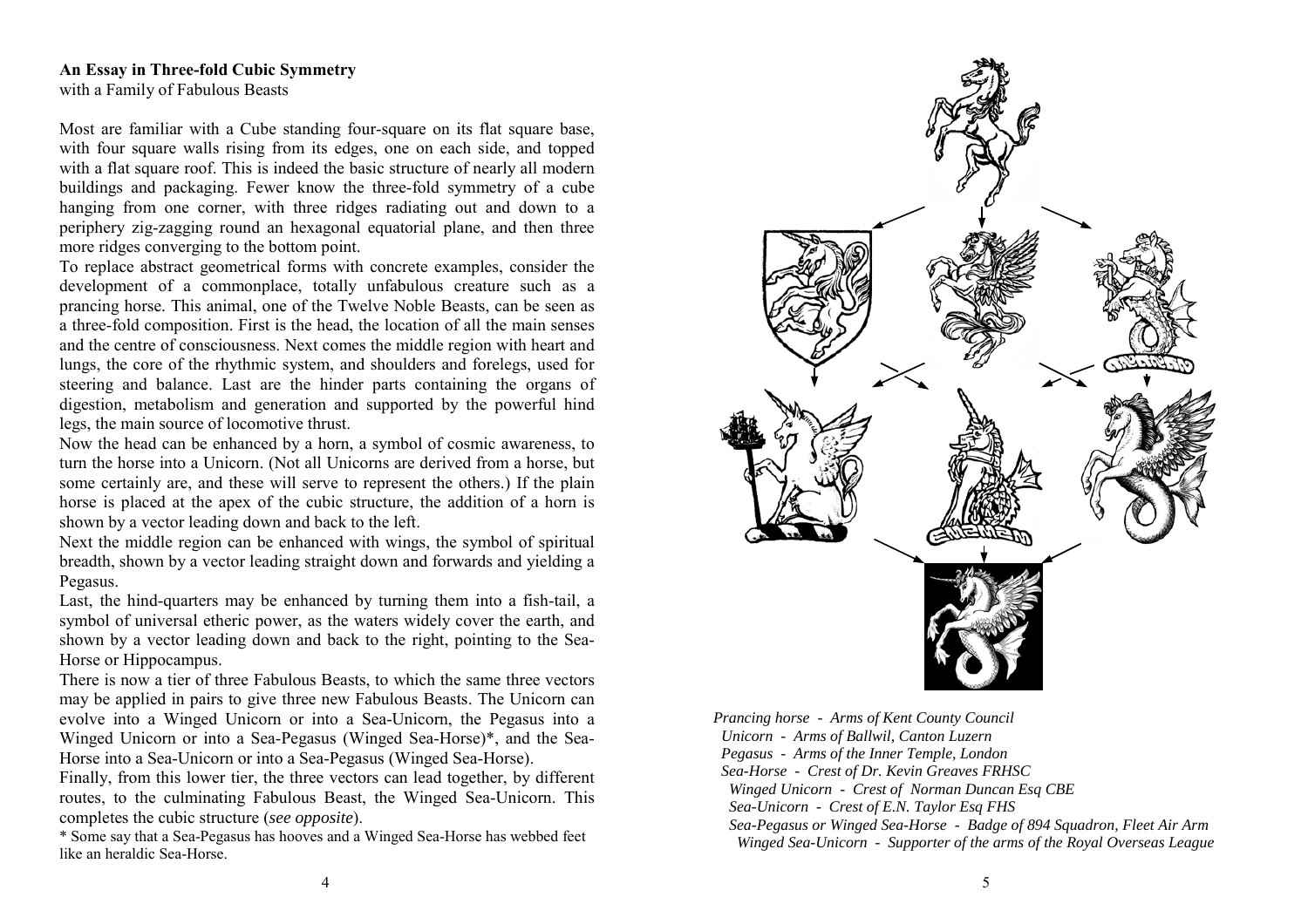**An Essay in Three-fold Cubic Symmetry**
with a Family of Fabulous Beasts

Most are familiar with a Cube standing four-square on its flat square base, with four square walls rising from its edges, one on each side, and topped with a flat square roof. This is indeed the basic structure of nearly all modern buildings and packaging. Fewer know the three-fold symmetry of a cube hanging from one corner, with three ridges radiating out and down to a periphery zig-zagging round an hexagonal equatorial plane, and then three more ridges converging to the bottom point.

To replace abstract geometrical forms with concrete examples, consider the development of a commonplace, totally unfabulous creature such as a prancing horse. This animal, one of the Twelve Noble Beasts, can be seen as a three-fold composition. First is the head, the location of all the main senses and the centre of consciousness. Next comes the middle region with heart and lungs, the core of the rhythmic system, and shoulders and forelegs, used for steering and balance. Last are the hinder parts containing the organs of digestion, metabolism and generation and supported by the powerful hind legs, the main source of locomotive thrust.

Now the head can be enhanced by a horn, a symbol of cosmic awareness, to turn the horse into a Unicorn. (Not all Unicorns are derived from a horse, but some certainly are, and these will serve to represent the others.) If the plain horse is placed at the apex of the cubic structure, the addition of a horn is shown by a vector leading down and back to the left.

Next the middle region can be enhanced with wings, the symbol of spiritual breadth, shown by a vector leading straight down and forwards and yielding a Pegasus.

Last, the hind-quarters may be enhanced by turning them into a fish-tail, a symbol of universal etheric power, as the waters widely cover the earth, and shown by a vector leading down and back to the right, pointing to the Sea-Horse or Hippocampus.

There is now a tier of three Fabulous Beasts, to which the same three vectors may be applied in pairs to give three new Fabulous Beasts. The Unicorn can evolve into a Winged Unicorn or into a Sea-Unicorn, the Pegasus into a Winged Unicorn or into a Sea-Pegasus (Winged Sea-Horse)*, and the Sea-Horse into a Sea-Unicorn or into a Sea-Pegasus (Winged Sea-Horse).

Finally, from this lower tier, the three vectors can lead together, by different routes, to the culminating Fabulous Beast, the Winged Sea-Unicorn. This completes the cubic structure (*see opposite*).

\* Some say that a Sea-Pegasus has hooves and a Winged Sea-Horse has webbed feet like an heraldic Sea-Horse.

*Prancing horse - Arms of Kent County Council*
*Unicorn - Arms of Ballwil, Canton Luzern*
*Pegasus - Arms of the Inner Temple, London*
*Sea-Horse - Crest of Dr. Kevin Greaves FRHSC*
*Winged Unicorn - Crest of Norman Duncan Esq CBE*
*Sea-Unicorn - Crest of E.N. Taylor Esq FHS*
*Sea-Pegasus or Winged Sea-Horse - Badge of 894 Squadron, Fleet Air Arm*
*Winged Sea-Unicorn - Supporter of the arms of the Royal Overseas League*